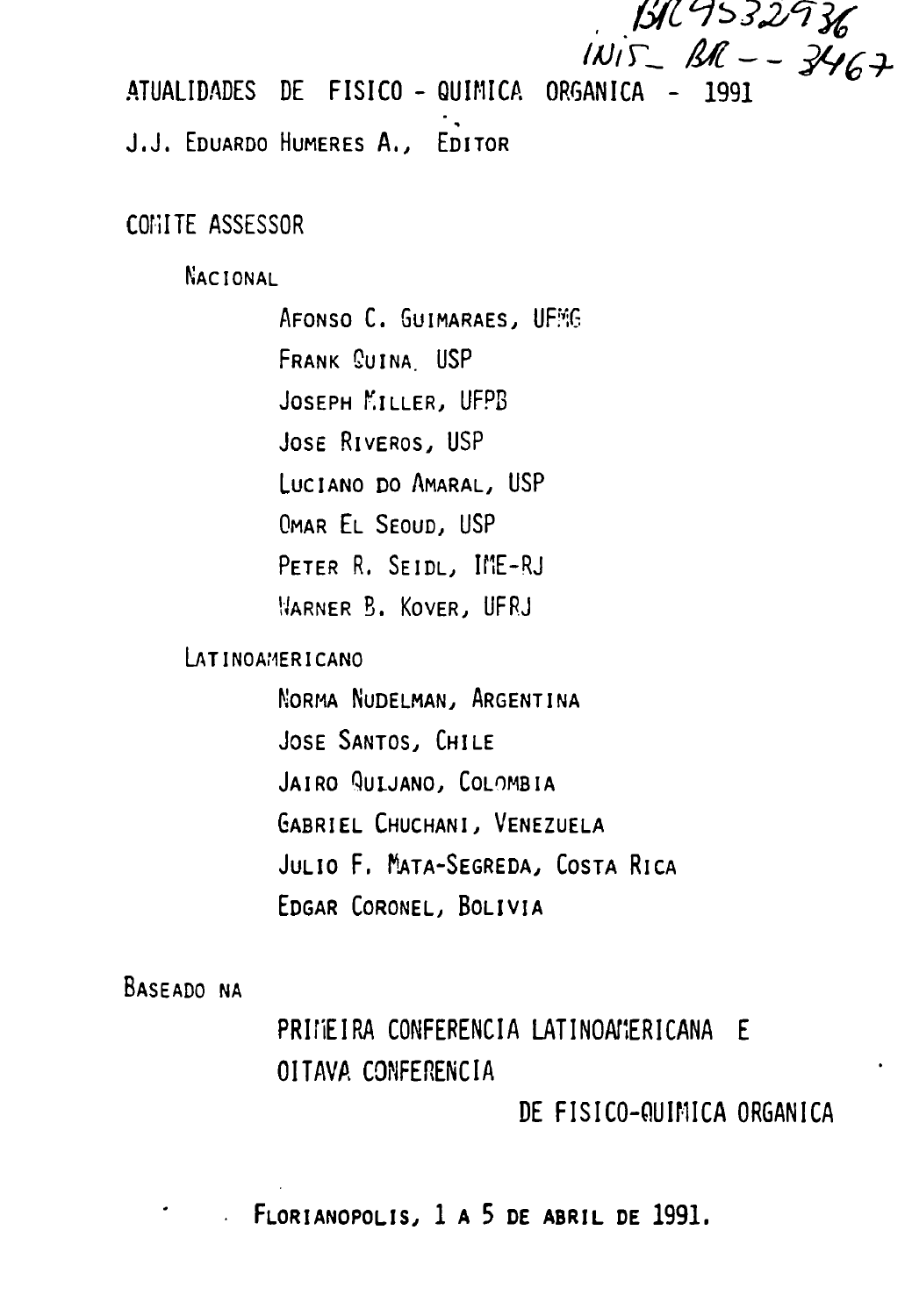BR9532936
INIS-BR--3467

# ATUALIDADES DE FISICO - QUIMICA ORGANICA - 1991

J.J. EDUARDO HUMERES A., EDITOR

## COMITE ASSESSOR

### NACIONAL

AFONSO C. GUIMARAES, UFMG
FRANK QUINA, USP
JOSEPH MILLER, UFPB
JOSE RIVEROS, USP
LUCIANO DO AMARAL, USP
OMAR EL SEOUD, USP
PETER R. SEIDL, IME-RJ
WARNER B. KOVER, UFRJ

### LATINOAMERICANO

NORMA NUDELMAN, ARGENTINA
JOSE SANTOS, CHILE
JAIRO QUIJANO, COLOMBIA
GABRIEL CHUCHANI, VENEZUELA
JULIO F. MATA-SEGREDA, COSTA RICA
EDGAR CORONEL, BOLIVIA

BASEADO NA

PRIMEIRA CONFERENCIA LATINOAMERICANA E
OITAVA CONFERENCIA
DE FISICO-QUIMICA ORGANICA

FLORIANOPOLIS, 1 A 5 DE ABRIL DE 1991.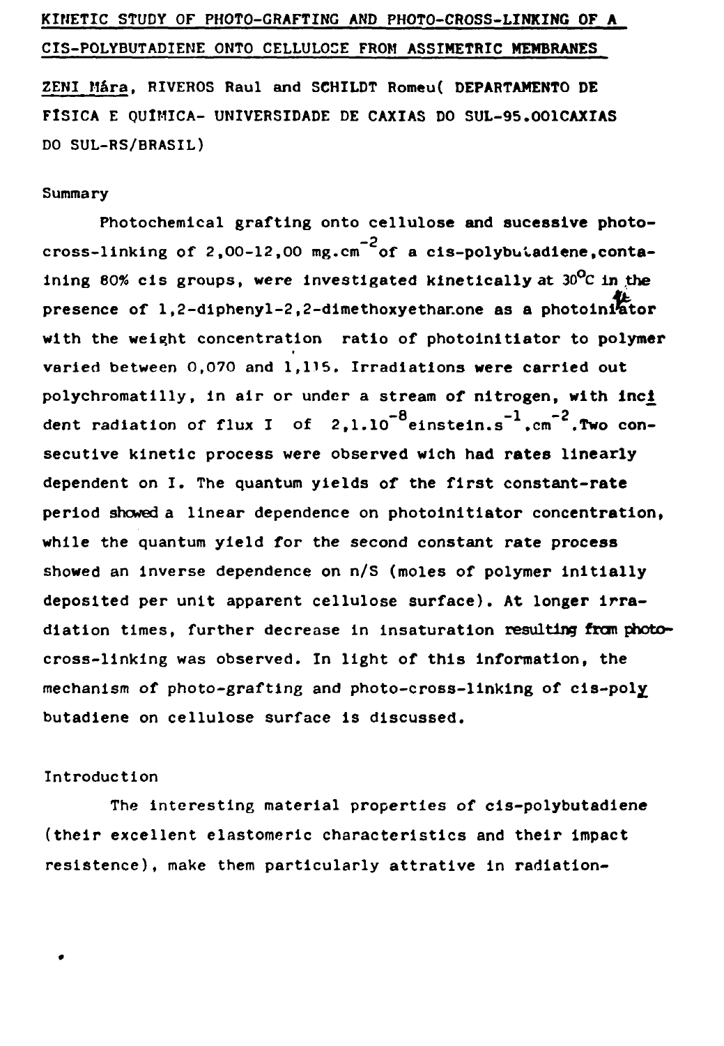# KINETIC STUDY OF PHOTO-GRAFTING AND PHOTO-CROSS-LINKING OF A CIS-POLYBUTADIENE ONTO CELLULOSE FROM ASSIMETRIC MEMBRANES

ZENI Mára, RIVEROS Raul and SCHILDT Romeu( DEPARTAMENTO DE FÍSICA E QUÍMICA- UNIVERSIDADE DE CAXIAS DO SUL-95.001CAXIAS DO SUL-RS/BRASIL)

## Summary

Photochemical grafting onto cellulose and sucessive photo-cross-linking of 2,00-12,00 $mg.cm^{-2}$ of a cis-polybutadiene,containing 80% cis groups, were investigated kinetically at 30°C in the presence of 1,2-diphenyl-2,2-dimethoxyethanone as a photoinitiator with the weight concentration ratio of photoinitiator to polymer varied between 0,070 and 1,115. Irradiations were carried out polychromatilly, in air or under a stream of nitrogen, with incident radiation of flux I of $2,1.10^{-8}$ $einstein.s^{-1}.cm^{-2}$.Two consecutive kinetic process were observed wich had rates linearly dependent on I. The quantum yields of the first constant-rate period showed a linear dependence on photoinitiator concentration, while the quantum yield for the second constant rate process showed an inverse dependence on n/S (moles of polymer initially deposited per unit apparent cellulose surface). At longer irradiation times, further decrease in insaturation resulting from photo-cross-linking was observed. In light of this information, the mechanism of photo-grafting and photo-cross-linking of cis-poly butadiene on cellulose surface is discussed.

## Introduction

The interesting material properties of cis-polybutadiene (their excellent elastomeric characteristics and their impact resistence), make them particularly attrative in radiation-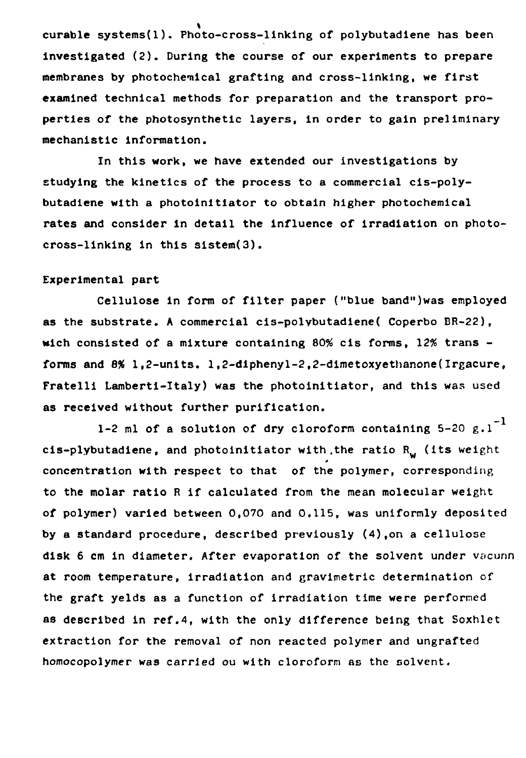curable systems(1). Photo-cross-linking of polybutadiene has been investigated (2). During the course of our experiments to prepare membranes by photochemical grafting and cross-linking, we first examined technical methods for preparation and the transport properties of the photosynthetic layers, in order to gain preliminary mechanistic information.

In this work, we have extended our investigations by studying the kinetics of the process to a commercial cis-polybutadiene with a photoinitiator to obtain higher photochemical rates and consider in detail the influence of irradiation on photo-cross-linking in this sistem(3).

## Experimental part

Cellulose in form of filter paper ("blue band")was employed as the substrate. A commercial cis-polybutadiene( Coperbo BR-22), wich consisted of a mixture containing 80% cis forms, 12% trans - forms and 8% 1,2-units. 1,2-diphenyl-2,2-dimetoxyethanone(Irgacure, Fratelli Lamberti-Italy) was the photoinitiator, and this was used as received without further purification.

1-2 ml of a solution of dry cloroform containing 5-20 $g.l^{-1}$ cis-plybutadiene, and photoinitiator with the ratio $R_w$ (its weight concentration with respect to that of the polymer, corresponding to the molar ratio R if calculated from the mean molecular weight of polymer) varied between 0,070 and 0.115, was uniformly deposited by a standard procedure, described previously (4),on a cellulose disk 6 cm in diameter. After evaporation of the solvent under vacunn at room temperature, irradiation and gravimetric determination of the graft yelds as a function of irradiation time were performed as described in ref.4, with the only difference being that Soxhlet extraction for the removal of non reacted polymer and ungrafted homocopolymer was carried ou with cloroform as the solvent.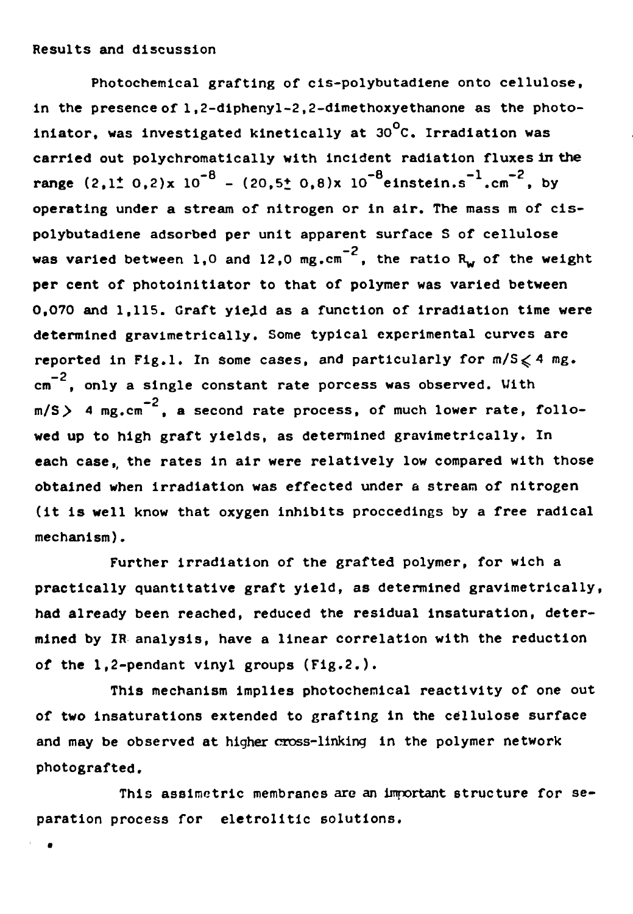## Results and discussion

Photochemical grafting of cis-polybutadiene onto cellulose, in the presence of 1,2-diphenyl-2,2-dimethoxyethanone as the photoiniator, was investigated kinetically at $30^{o}C$. Irradiation was carried out polychromatically with incident radiation fluxes in the range $(2,1 \pm 0,2) \times 10^{-8}$ - $(20,5 \pm 0,8) \times 10^{-8}$ $einstein.s^{-1}.cm^{-2}$, by operating under a stream of nitrogen or in air. The mass m of cis-polybutadiene adsorbed per unit apparent surface S of cellulose was varied between 1,0 and 12,0 $mg.cm^{-2}$, the ratio $R_w$ of the weight per cent of photoinitiator to that of polymer was varied between 0,070 and 1,115. Graft yield as a function of irradiation time were determined gravimetrically. Some typical experimental curves are reported in Fig.1. In some cases, and particularly for $m/S \leqslant 4$ $mg.cm^{-2}$, only a single constant rate porcess was observed. With $m/S > 4$ $mg.cm^{-2}$, a second rate process, of much lower rate, followed up to high graft yields, as determined gravimetrically. In each case, the rates in air were relatively low compared with those obtained when irradiation was effected under a stream of nitrogen (it is well know that oxygen inhibits proccedings by a free radical mechanism).

Further irradiation of the grafted polymer, for wich a practically quantitative graft yield, as determined gravimetrically, had already been reached, reduced the residual insaturation, determined by IR analysis, have a linear correlation with the reduction of the 1,2-pendant vinyl groups (Fig.2.).

This mechanism implies photochemical reactivity of one out of two insaturations extended to grafting in the cellulose surface and may be observed at higher cross-linking in the polymer network photografted.

This assimetric membranes are an important structure for separation process for eletrolitic solutions.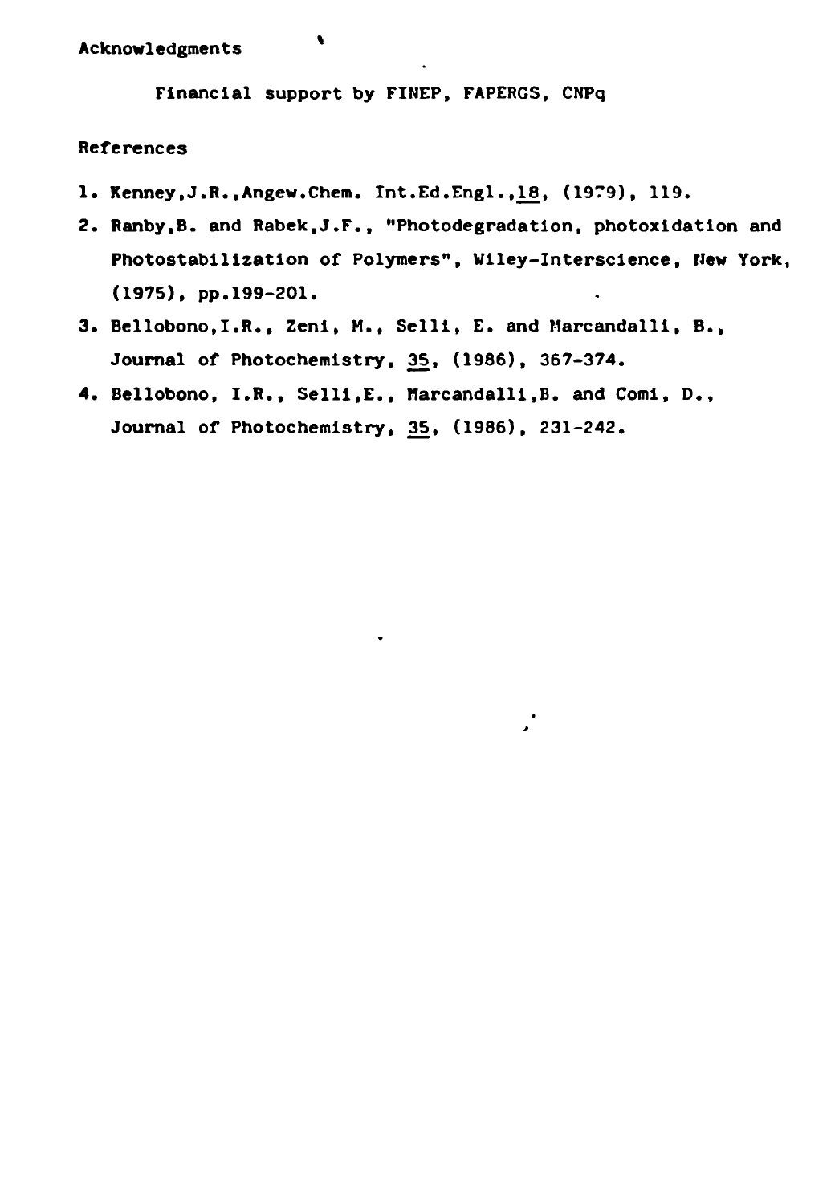## Acknowledgments

Financial support by FINEP, FAPERGS, CNPq

## References

1. Kenney,J.R.,Angew.Chem. Int.Ed.Engl.,18, (1979), 119.
2. Ranby,B. and Rabek,J.F., "Photodegradation, photoxidation and Photostabilization of Polymers", Wiley-Interscience, New York, (1975), pp.199-201.
3. Bellobono,I.R., Zeni, M., Selli, E. and Marcandalli, B., Journal of Photochemistry, 35, (1986), 367-374.
4. Bellobono, I.R., Selli,E., Marcandalli,B. and Comi, D., Journal of Photochemistry, 35, (1986), 231-242.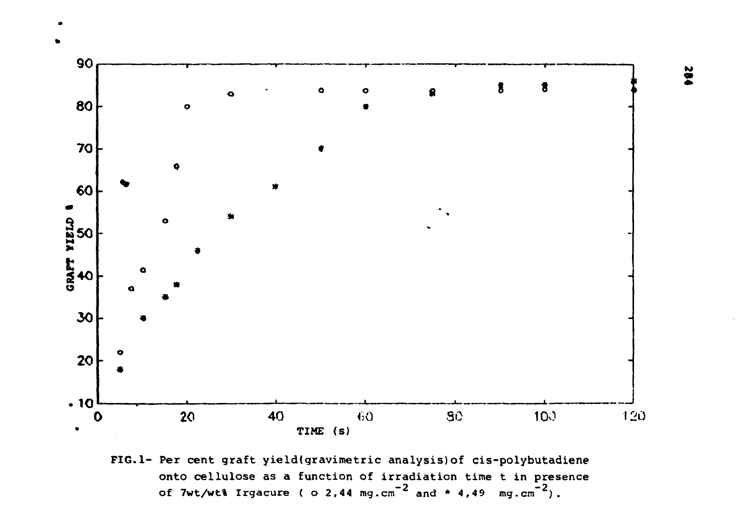FIG.1- Per cent graft yield(gravimetric analysis)of cis-polybutadiene onto cellulose as a function of irradiation time t in presence of 7wt/wt% Irgacure ( o 2,44 $mg.cm^{-2}$ and * 4,49 $mg.cm^{-2}$).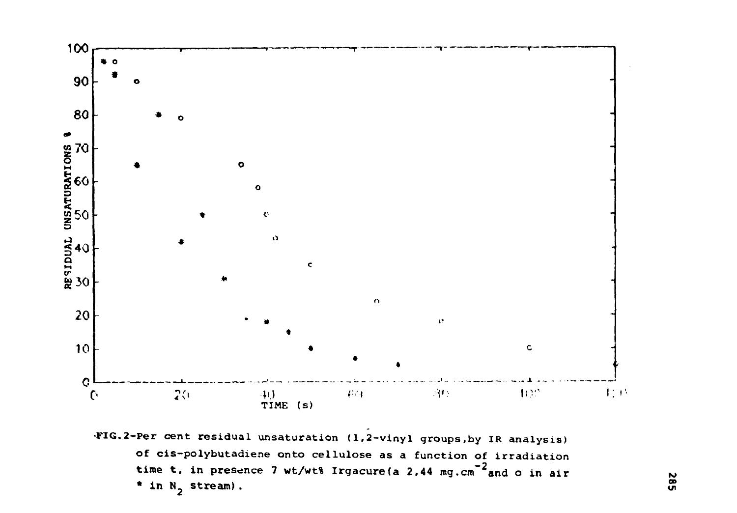RESIDUAL UNSATURATIONS %

100
90
80
70
60
50
40
30
20
10
0

0
20
40
60
80
100
120

TIME (s)

FIG.2-Per cent residual unsaturation (1,2-vinyl groups,by IR analysis) of cis-polybutadiene onto cellulose as a function of irradiation time t, in presence 7 wt/wt% Irgacure(a 2,44 $mg.cm^{-2}$ and o in air * in $N_2$ stream).